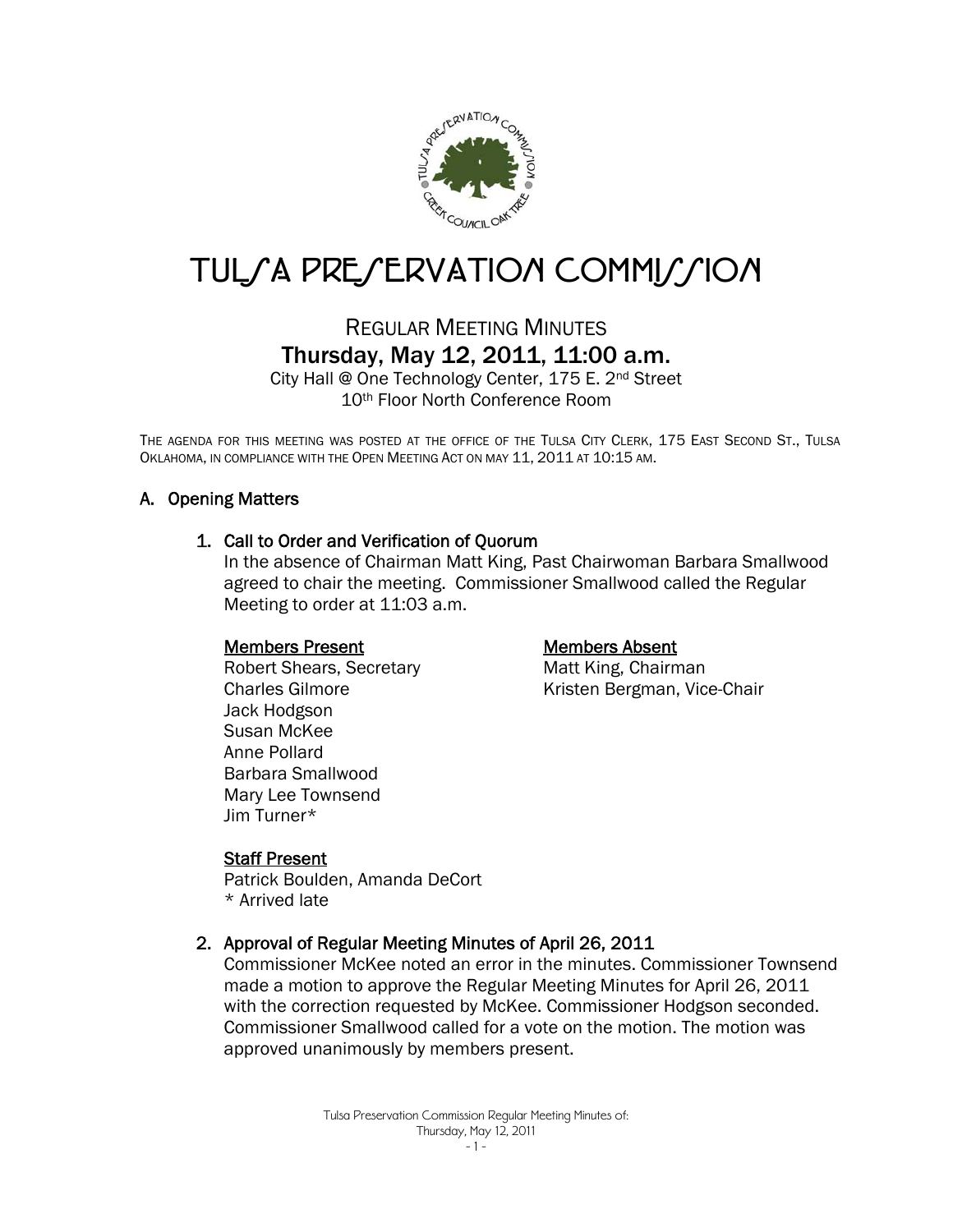# TULSA PRESERVATION COMMISSION

## REGULAR MEETING MINUTES
## Thursday, May 12, 2011, 11:00 a.m.

City Hall @ One Technology Center, 175 E. 2nd Street
10th Floor North Conference Room

THE AGENDA FOR THIS MEETING WAS POSTED AT THE OFFICE OF THE TULSA CITY CLERK, 175 EAST SECOND ST., TULSA OKLAHOMA, IN COMPLIANCE WITH THE OPEN MEETING ACT ON MAY 11, 2011 AT 10:15 AM.

### A. Opening Matters

#### 1. Call to Order and Verification of Quorum

In the absence of Chairman Matt King, Past Chairwoman Barbara Smallwood agreed to chair the meeting. Commissioner Smallwood called the Regular Meeting to order at 11:03 a.m.

**Members Present**

Robert Shears, Secretary
Charles Gilmore
Jack Hodgson
Susan McKee
Anne Pollard
Barbara Smallwood
Mary Lee Townsend
Jim Turner*

**Members Absent**

Matt King, Chairman
Kristen Bergman, Vice-Chair

**Staff Present**

Patrick Boulden, Amanda DeCort
\* Arrived late

#### 2. Approval of Regular Meeting Minutes of April 26, 2011

Commissioner McKee noted an error in the minutes. Commissioner Townsend made a motion to approve the Regular Meeting Minutes for April 26, 2011 with the correction requested by McKee. Commissioner Hodgson seconded. Commissioner Smallwood called for a vote on the motion. The motion was approved unanimously by members present.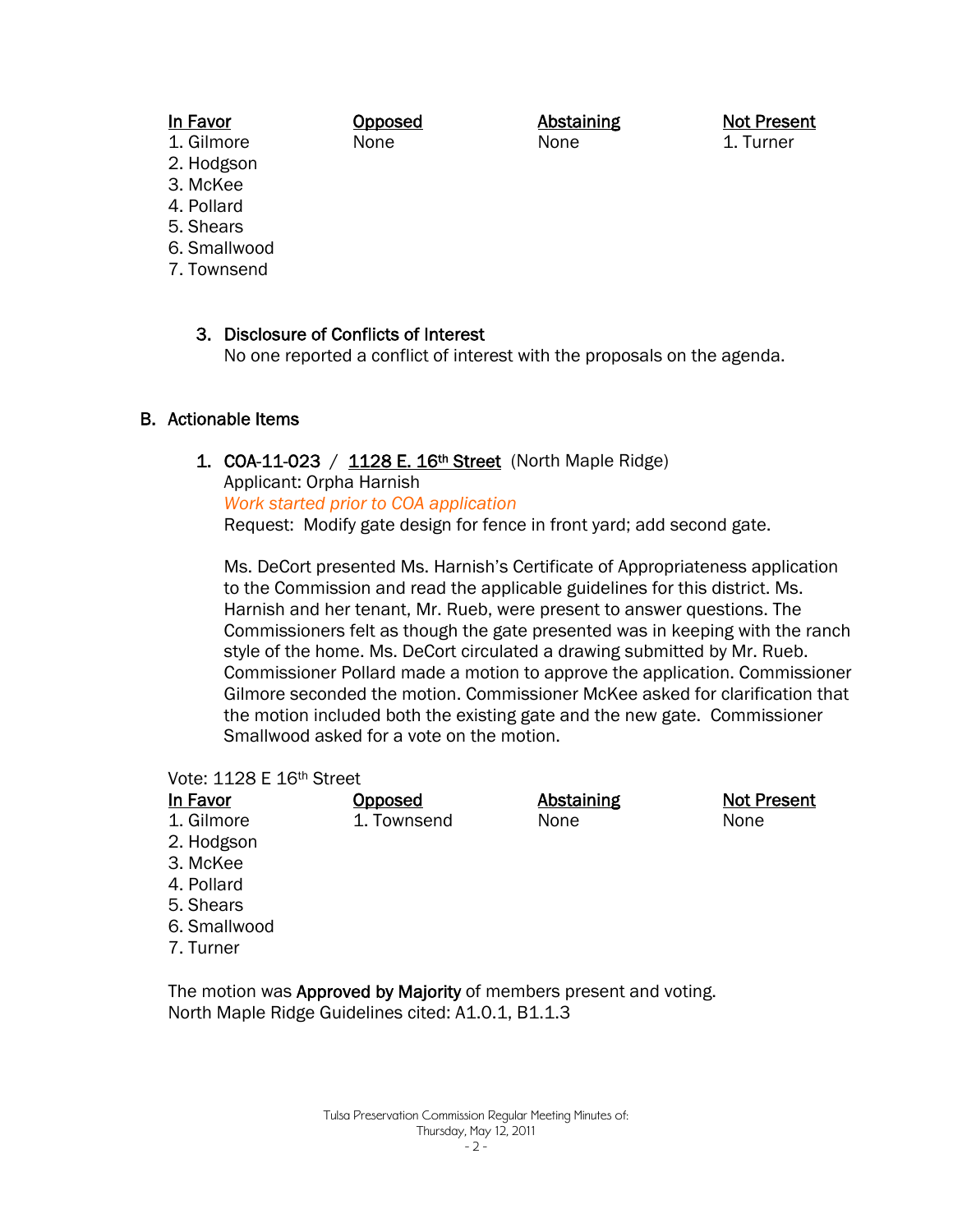| In Favor | Opposed | Abstaining | Not Present |
|---|---|---|---|
| 1. Gilmore | None | None | 1. Turner |
| 2. Hodgson | | | |
| 3. McKee | | | |
| 4. Pollard | | | |
| 5. Shears | | | |
| 6. Smallwood | | | |
| 7. Townsend | | | |

### 3. Disclosure of Conflicts of Interest

No one reported a conflict of interest with the proposals on the agenda.

## B. Actionable Items

### 1. COA-11-023 / 1128 E. 16th Street (North Maple Ridge)

Applicant: Orpha Harnish

*Work started prior to COA application*

Request: Modify gate design for fence in front yard; add second gate.

Ms. DeCort presented Ms. Harnish's Certificate of Appropriateness application to the Commission and read the applicable guidelines for this district. Ms. Harnish and her tenant, Mr. Rueb, were present to answer questions. The Commissioners felt as though the gate presented was in keeping with the ranch style of the home. Ms. DeCort circulated a drawing submitted by Mr. Rueb. Commissioner Pollard made a motion to approve the application. Commissioner Gilmore seconded the motion. Commissioner McKee asked for clarification that the motion included both the existing gate and the new gate. Commissioner Smallwood asked for a vote on the motion.

Vote: 1128 E 16th Street

| In Favor | Opposed | Abstaining | Not Present |
|---|---|---|---|
| 1. Gilmore | 1. Townsend | None | None |
| 2. Hodgson | | | |
| 3. McKee | | | |
| 4. Pollard | | | |
| 5. Shears | | | |
| 6. Smallwood | | | |
| 7. Turner | | | |

The motion was **Approved by Majority** of members present and voting.
North Maple Ridge Guidelines cited: A1.0.1, B1.1.3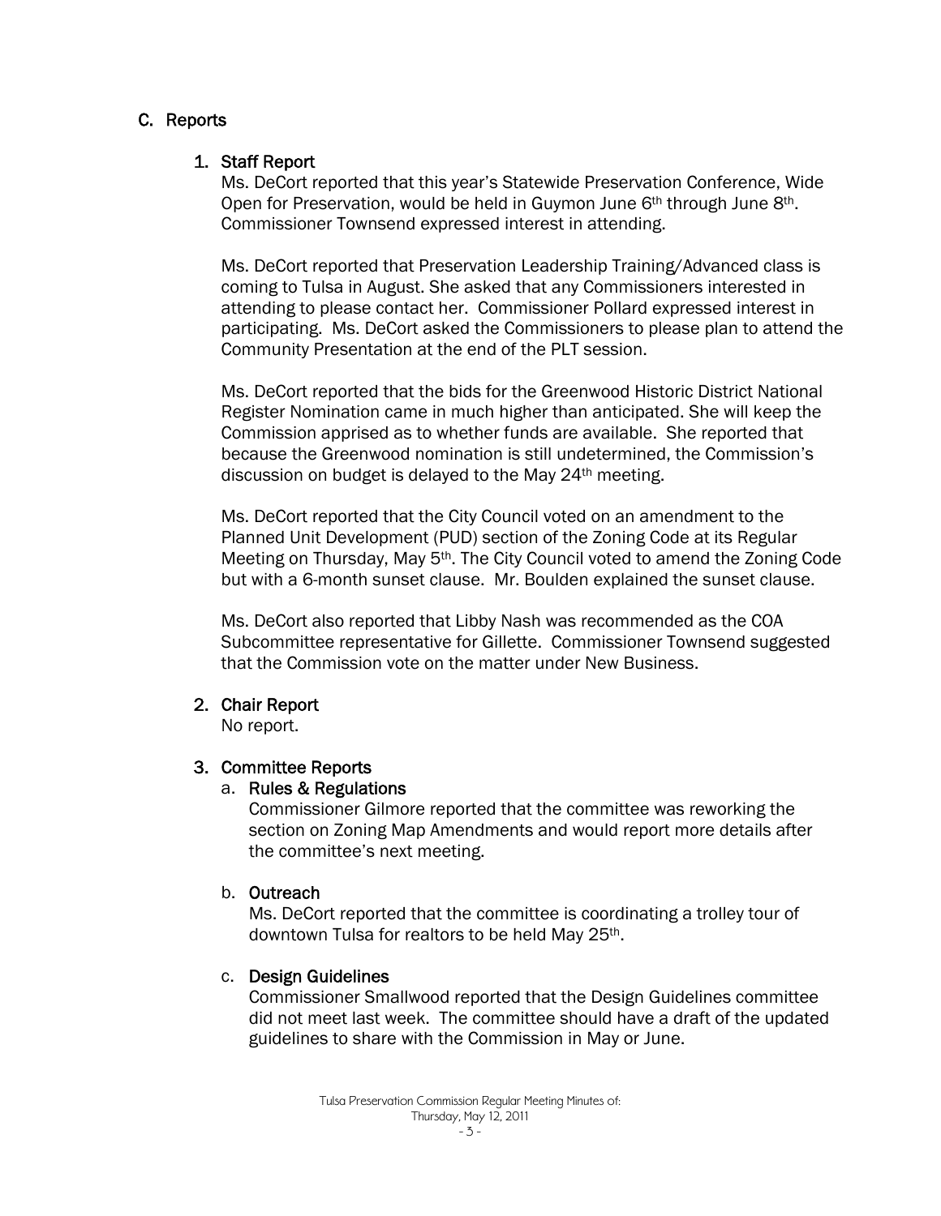## C. Reports

### 1. Staff Report

Ms. DeCort reported that this year's Statewide Preservation Conference, Wide Open for Preservation, would be held in Guymon June 6th through June 8th. Commissioner Townsend expressed interest in attending.

Ms. DeCort reported that Preservation Leadership Training/Advanced class is coming to Tulsa in August. She asked that any Commissioners interested in attending to please contact her. Commissioner Pollard expressed interest in participating. Ms. DeCort asked the Commissioners to please plan to attend the Community Presentation at the end of the PLT session.

Ms. DeCort reported that the bids for the Greenwood Historic District National Register Nomination came in much higher than anticipated. She will keep the Commission apprised as to whether funds are available. She reported that because the Greenwood nomination is still undetermined, the Commission's discussion on budget is delayed to the May 24th meeting.

Ms. DeCort reported that the City Council voted on an amendment to the Planned Unit Development (PUD) section of the Zoning Code at its Regular Meeting on Thursday, May 5th. The City Council voted to amend the Zoning Code but with a 6-month sunset clause. Mr. Boulden explained the sunset clause.

Ms. DeCort also reported that Libby Nash was recommended as the COA Subcommittee representative for Gillette. Commissioner Townsend suggested that the Commission vote on the matter under New Business.

### 2. Chair Report

No report.

### 3. Committee Reports

a. **Rules & Regulations**

Commissioner Gilmore reported that the committee was reworking the section on Zoning Map Amendments and would report more details after the committee's next meeting.

b. **Outreach**

Ms. DeCort reported that the committee is coordinating a trolley tour of downtown Tulsa for realtors to be held May 25th.

c. **Design Guidelines**

Commissioner Smallwood reported that the Design Guidelines committee did not meet last week. The committee should have a draft of the updated guidelines to share with the Commission in May or June.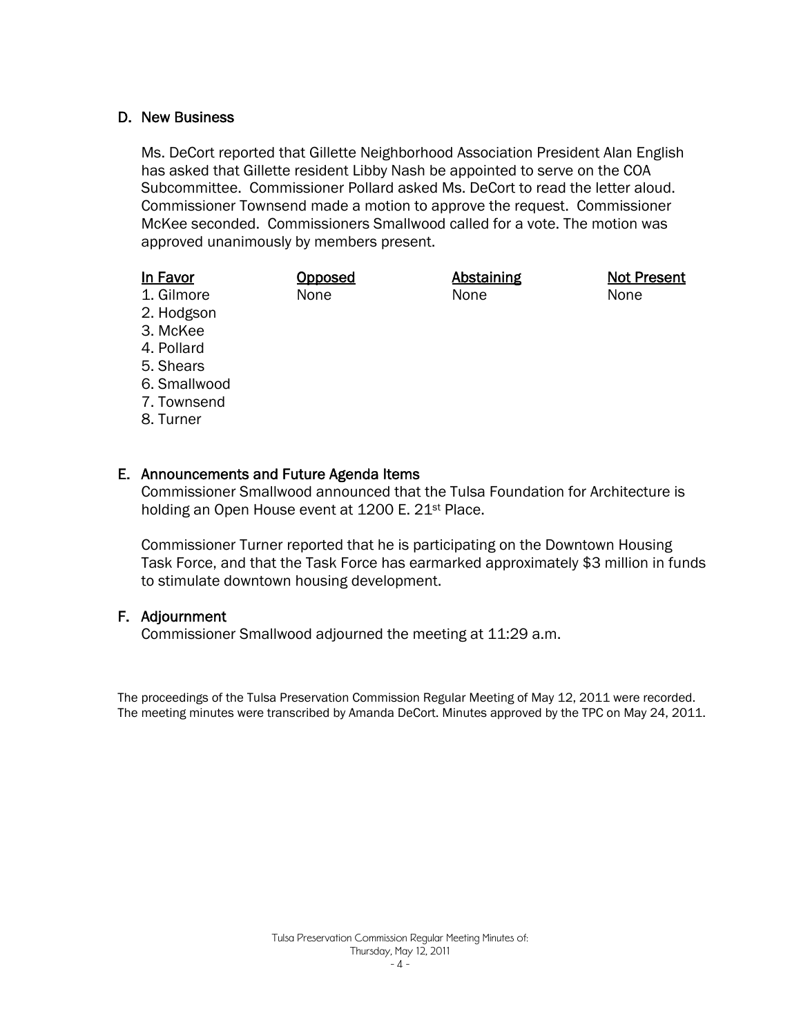## D. New Business

Ms. DeCort reported that Gillette Neighborhood Association President Alan English has asked that Gillette resident Libby Nash be appointed to serve on the COA Subcommittee. Commissioner Pollard asked Ms. DeCort to read the letter aloud. Commissioner Townsend made a motion to approve the request. Commissioner McKee seconded. Commissioners Smallwood called for a vote. The motion was approved unanimously by members present.

| In Favor | Opposed | Abstaining | Not Present |
|---|---|---|---|
| 1. Gilmore | None | None | None |
| 2. Hodgson | | | |
| 3. McKee | | | |
| 4. Pollard | | | |
| 5. Shears | | | |
| 6. Smallwood | | | |
| 7. Townsend | | | |
| 8. Turner | | | |

## E. Announcements and Future Agenda Items

Commissioner Smallwood announced that the Tulsa Foundation for Architecture is holding an Open House event at 1200 E. 21st Place.

Commissioner Turner reported that he is participating on the Downtown Housing Task Force, and that the Task Force has earmarked approximately $3 million in funds to stimulate downtown housing development.

## F. Adjournment

Commissioner Smallwood adjourned the meeting at 11:29 a.m.

The proceedings of the Tulsa Preservation Commission Regular Meeting of May 12, 2011 were recorded. The meeting minutes were transcribed by Amanda DeCort. Minutes approved by the TPC on May 24, 2011.